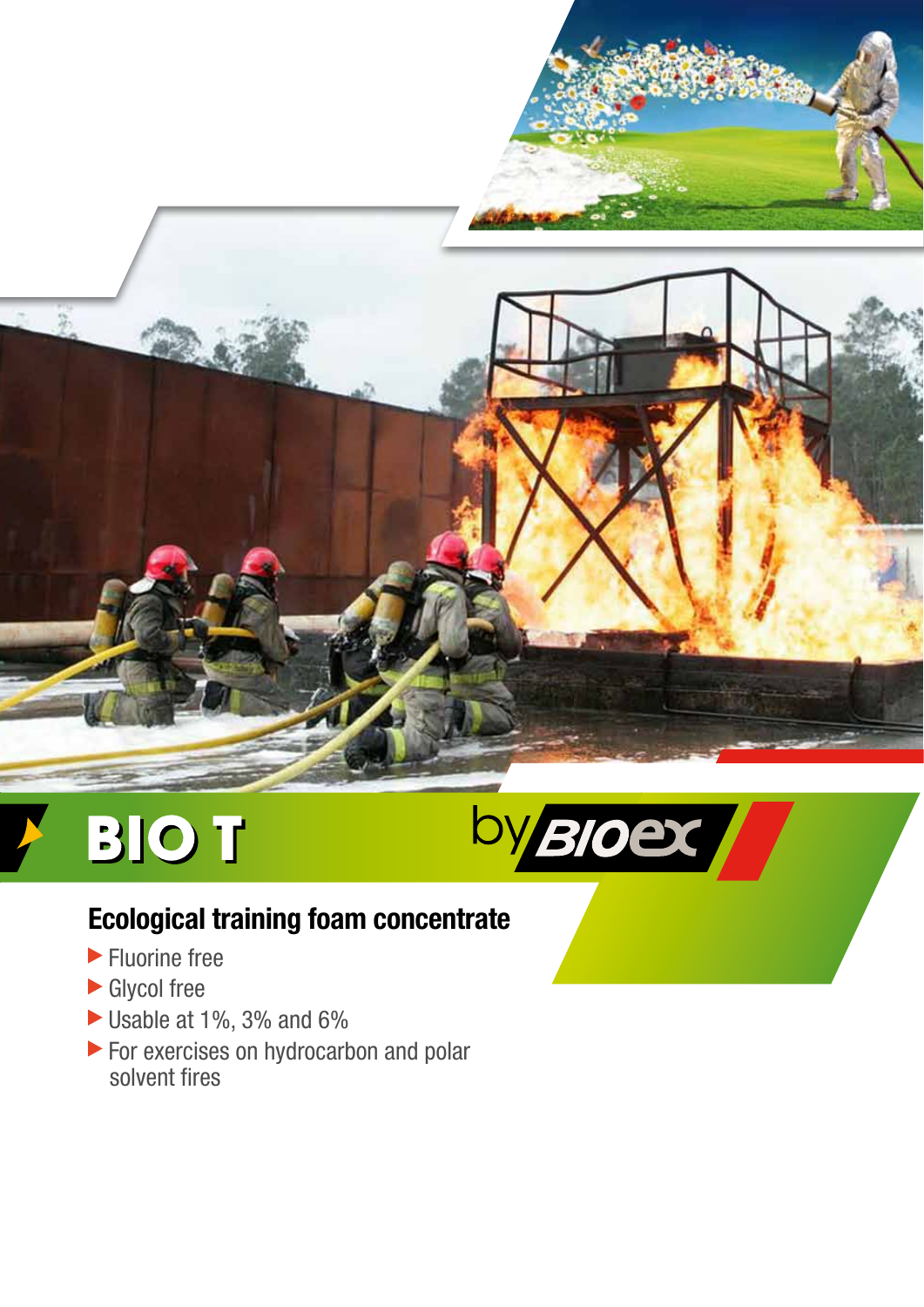# BIO T

by BIOEX

## Ecological training foam concentrate

- Fluorine free
- Glycol free
- Usable at 1%, 3% and 6%
- For exercises on hydrocarbon and polar solvent fires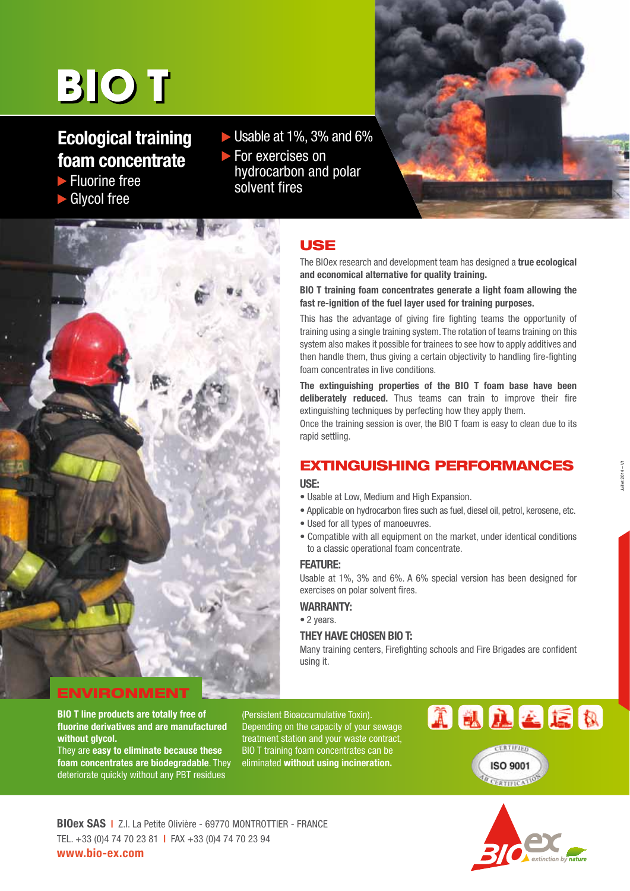# BIO T

## Ecological training foam concentrate

- Fluorine free
- Glycol free
- Usable at 1%, 3% and 6%
- For exercises on hydrocarbon and polar solvent fires

## USE

The BIOex research and development team has designed a **true ecological and economical alternative for quality training.**

**BIO T training foam concentrates generate a light foam allowing the fast re-ignition of the fuel layer used for training purposes.**

This has the advantage of giving fire fighting teams the opportunity of training using a single training system. The rotation of teams training on this system also makes it possible for trainees to see how to apply additives and then handle them, thus giving a certain objectivity to handling fire-fighting foam concentrates in live conditions.

**The extinguishing properties of the BIO T foam base have been deliberately reduced.** Thus teams can train to improve their fire extinguishing techniques by perfecting how they apply them.
Once the training session is over, the BIO T foam is easy to clean due to its rapid settling.

## EXTINGUISHING PERFORMANCES

### USE:

- Usable at Low, Medium and High Expansion.
- Applicable on hydrocarbon fires such as fuel, diesel oil, petrol, kerosene, etc.
- Used for all types of manoeuvres.
- Compatible with all equipment on the market, under identical conditions to a classic operational foam concentrate.

### FEATURE:

Usable at 1%, 3% and 6%. A 6% special version has been designed for exercises on polar solvent fires.

### WARRANTY:

- 2 years.

### THEY HAVE CHOSEN BIO T:

Many training centers, Firefighting schools and Fire Brigades are confident using it.

## ENVIRONMENT

**BIO T line products are totally free of fluorine derivatives and are manufactured without glycol.**
They are **easy to eliminate because these foam concentrates are biodegradable**. They deteriorate quickly without any PBT residues (Persistent Bioaccumulative Toxin).
Depending on the capacity of your sewage treatment station and your waste contract, BIO T training foam concentrates can be eliminated **without using incineration.**

CERTIFIED ISO 9001 AB CERTIFICATION

Juillet 2014 – V1

**BIOex SAS** | Z.I. La Petite Olivière - 69770 MONTROTTIER - FRANCE
TEL. +33 (0)4 74 70 23 81 | FAX +33 (0)4 74 70 23 94
**www.bio-ex.com**

BIOex extinction by nature